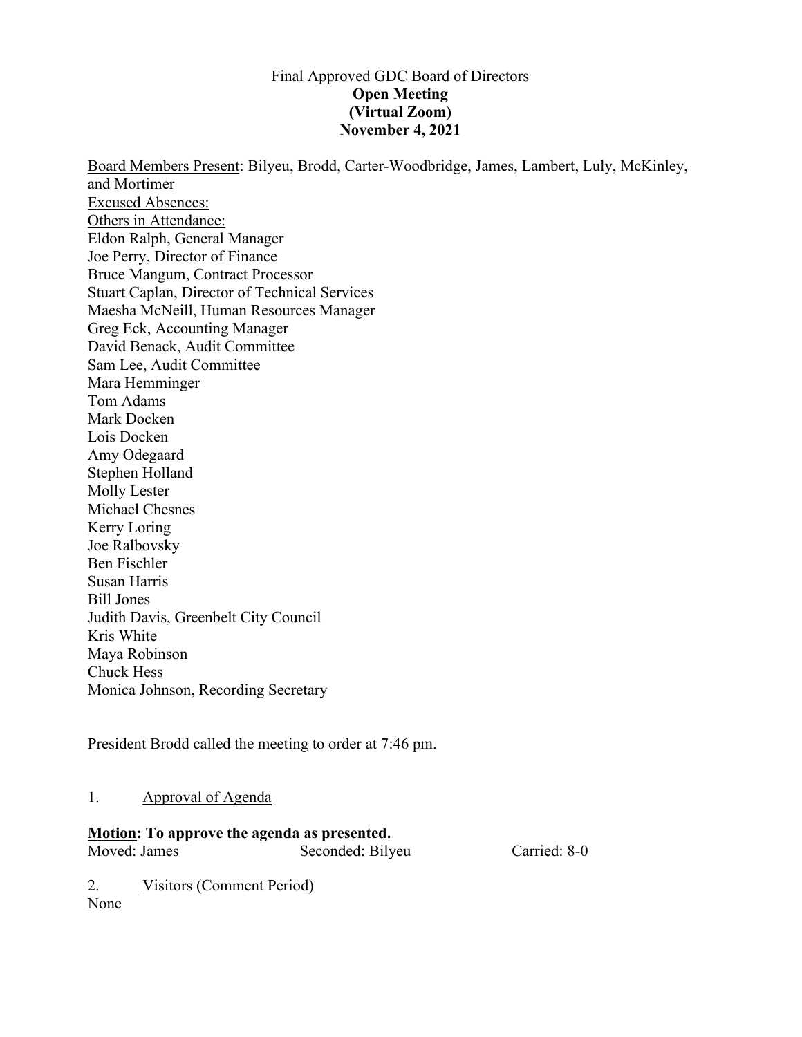Final Approved GDC Board of Directors
**Open Meeting**
**(Virtual Zoom)**
**November 4, 2021**

<u>Board Members Present</u>: Bilyeu, Brodd, Carter-Woodbridge, James, Lambert, Luly, McKinley, and Mortimer
<u>Excused Absences:</u>
<u>Others in Attendance:</u>
Eldon Ralph, General Manager
Joe Perry, Director of Finance
Bruce Mangum, Contract Processor
Stuart Caplan, Director of Technical Services
Maesha McNeill, Human Resources Manager
Greg Eck, Accounting Manager
David Benack, Audit Committee
Sam Lee, Audit Committee
Mara Hemminger
Tom Adams
Mark Docken
Lois Docken
Amy Odegaard
Stephen Holland
Molly Lester
Michael Chesnes
Kerry Loring
Joe Ralbovsky
Ben Fischler
Susan Harris
Bill Jones
Judith Davis, Greenbelt City Council
Kris White
Maya Robinson
Chuck Hess
Monica Johnson, Recording Secretary

President Brodd called the meeting to order at 7:46 pm.

1. <u>Approval of Agenda</u>

**<u>Motion</u>: To approve the agenda as presented.**
Moved: James Seconded: Bilyeu Carried: 8-0

2. <u>Visitors (Comment Period)</u>
None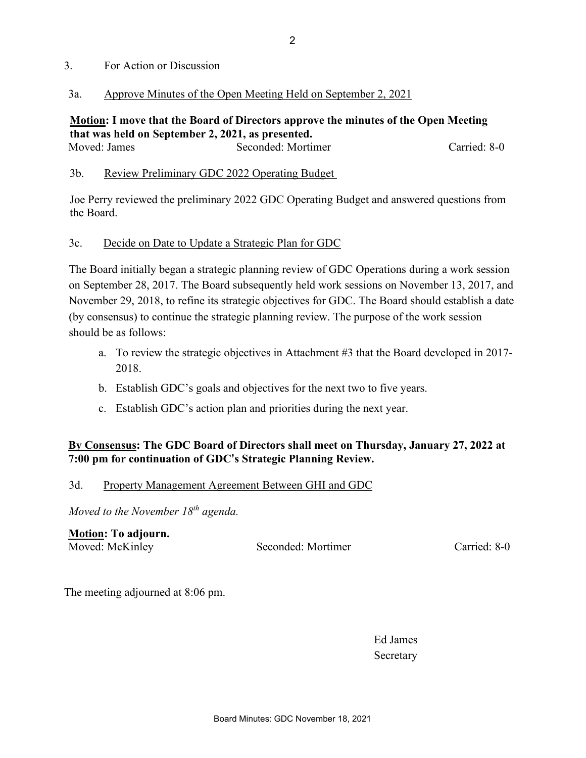3. For Action or Discussion

3a. Approve Minutes of the Open Meeting Held on September 2, 2021

**Motion: I move that the Board of Directors approve the minutes of the Open Meeting that was held on September 2, 2021, as presented.**

Moved: James Seconded: Mortimer Carried: 8-0

3b. Review Preliminary GDC 2022 Operating Budget

Joe Perry reviewed the preliminary 2022 GDC Operating Budget and answered questions from the Board.

3c. Decide on Date to Update a Strategic Plan for GDC

The Board initially began a strategic planning review of GDC Operations during a work session on September 28, 2017. The Board subsequently held work sessions on November 13, 2017, and November 29, 2018, to refine its strategic objectives for GDC. The Board should establish a date (by consensus) to continue the strategic planning review. The purpose of the work session should be as follows:

a. To review the strategic objectives in Attachment #3 that the Board developed in 2017-2018.
b. Establish GDC's goals and objectives for the next two to five years.
c. Establish GDC's action plan and priorities during the next year.

**By Consensus: The GDC Board of Directors shall meet on Thursday, January 27, 2022 at 7:00 pm for continuation of GDC's Strategic Planning Review.**

3d. Property Management Agreement Between GHI and GDC

*Moved to the November 18th agenda.*

**Motion: To adjourn.**

Moved: McKinley Seconded: Mortimer Carried: 8-0

The meeting adjourned at 8:06 pm.

Ed James
Secretary